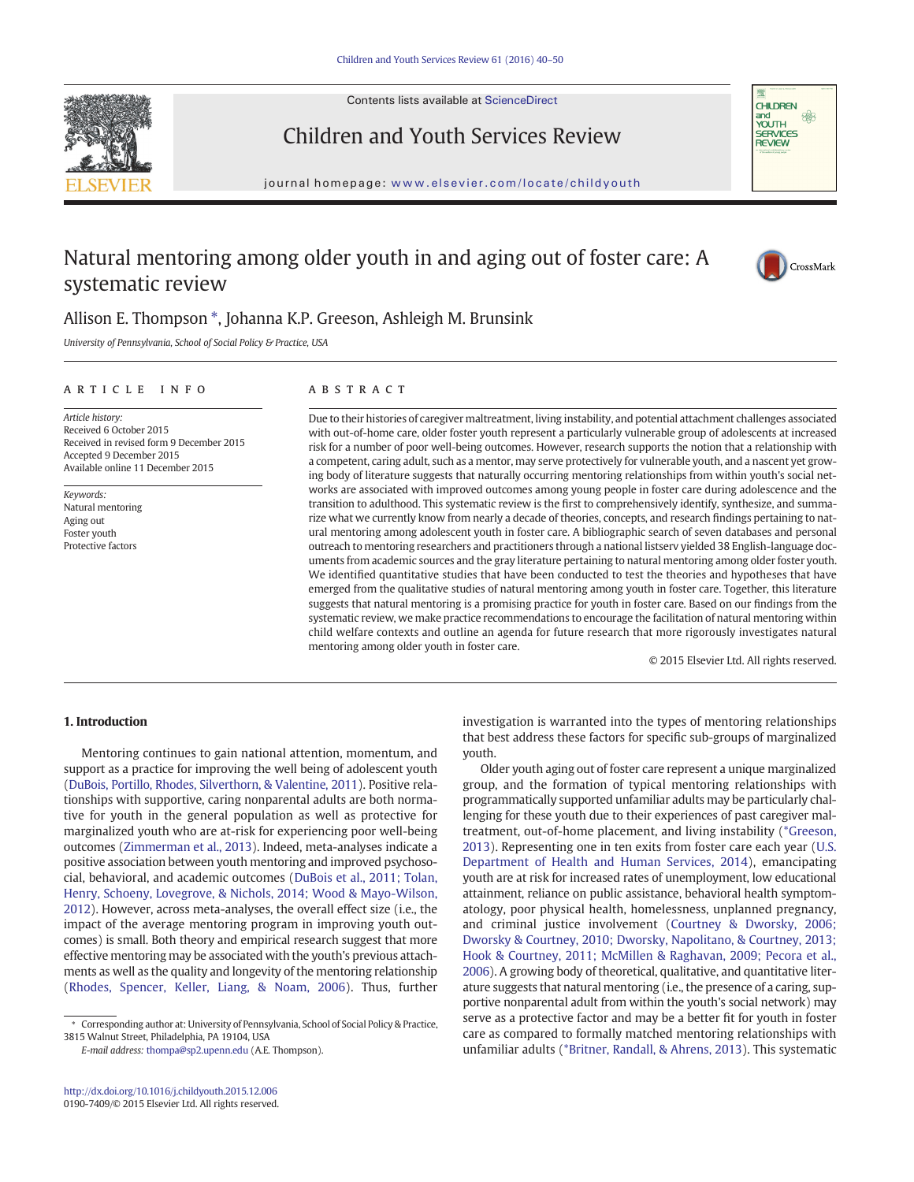Contents lists available at ScienceDirect

# Children and Youth Services Review

journal homepage: www.elsevier.com/locate/childyouth

# Natural mentoring among older youth in and aging out of foster care: A systematic review

Allison E. Thompson *, Johanna K.P. Greeson, Ashleigh M. Brunsink

*University of Pennsylvania, School of Social Policy & Practice, USA*

## ARTICLE INFO

*Article history:*
Received 6 October 2015
Received in revised form 9 December 2015
Accepted 9 December 2015
Available online 11 December 2015

*Keywords:*
Natural mentoring
Aging out
Foster youth
Protective factors

## ABSTRACT

Due to their histories of caregiver maltreatment, living instability, and potential attachment challenges associated with out-of-home care, older foster youth represent a particularly vulnerable group of adolescents at increased risk for a number of poor well-being outcomes. However, research supports the notion that a relationship with a competent, caring adult, such as a mentor, may serve protectively for vulnerable youth, and a nascent yet growing body of literature suggests that naturally occurring mentoring relationships from within youth's social networks are associated with improved outcomes among young people in foster care during adolescence and the transition to adulthood. This systematic review is the first to comprehensively identify, synthesize, and summarize what we currently know from nearly a decade of theories, concepts, and research findings pertaining to natural mentoring among adolescent youth in foster care. A bibliographic search of seven databases and personal outreach to mentoring researchers and practitioners through a national listserv yielded 38 English-language documents from academic sources and the gray literature pertaining to natural mentoring among older foster youth. We identified quantitative studies that have been conducted to test the theories and hypotheses that have emerged from the qualitative studies of natural mentoring among youth in foster care. Together, this literature suggests that natural mentoring is a promising practice for youth in foster care. Based on our findings from the systematic review, we make practice recommendations to encourage the facilitation of natural mentoring within child welfare contexts and outline an agenda for future research that more rigorously investigates natural mentoring among older youth in foster care.

© 2015 Elsevier Ltd. All rights reserved.

## 1. Introduction

Mentoring continues to gain national attention, momentum, and support as a practice for improving the well being of adolescent youth (DuBois, Portillo, Rhodes, Silverthorn, & Valentine, 2011). Positive relationships with supportive, caring nonparental adults are both normative for youth in the general population as well as protective for marginalized youth who are at-risk for experiencing poor well-being outcomes (Zimmerman et al., 2013). Indeed, meta-analyses indicate a positive association between youth mentoring and improved psychosocial, behavioral, and academic outcomes (DuBois et al., 2011; Tolan, Henry, Schoeny, Lovegrove, & Nichols, 2014; Wood & Mayo-Wilson, 2012). However, across meta-analyses, the overall effect size (i.e., the impact of the average mentoring program in improving youth outcomes) is small. Both theory and empirical research suggest that more effective mentoring may be associated with the youth's previous attachments as well as the quality and longevity of the mentoring relationship (Rhodes, Spencer, Keller, Liang, & Noam, 2006). Thus, further investigation is warranted into the types of mentoring relationships that best address these factors for specific sub-groups of marginalized youth.

Older youth aging out of foster care represent a unique marginalized group, and the formation of typical mentoring relationships with programmatically supported unfamiliar adults may be particularly challenging for these youth due to their experiences of past caregiver maltreatment, out-of-home placement, and living instability (*Greeson, 2013). Representing one in ten exits from foster care each year (U.S. Department of Health and Human Services, 2014), emancipating youth are at risk for increased rates of unemployment, low educational attainment, reliance on public assistance, behavioral health symptomatology, poor physical health, homelessness, unplanned pregnancy, and criminal justice involvement (Courtney & Dworsky, 2006; Dworsky & Courtney, 2010; Dworsky, Napolitano, & Courtney, 2013; Hook & Courtney, 2011; McMillen & Raghavan, 2009; Pecora et al., 2006). A growing body of theoretical, qualitative, and quantitative literature suggests that natural mentoring (i.e., the presence of a caring, supportive nonparental adult from within the youth's social network) may serve as a protective factor and may be a better fit for youth in foster care as compared to formally matched mentoring relationships with unfamiliar adults (*Britner, Randall, & Ahrens, 2013). This systematic

* Corresponding author at: University of Pennsylvania, School of Social Policy & Practice, 3815 Walnut Street, Philadelphia, PA 19104, USA
*E-mail address:* thompa@sp2.upenn.edu (A.E. Thompson).

http://dx.doi.org/10.1016/j.childyouth.2015.12.006
0190-7409/© 2015 Elsevier Ltd. All rights reserved.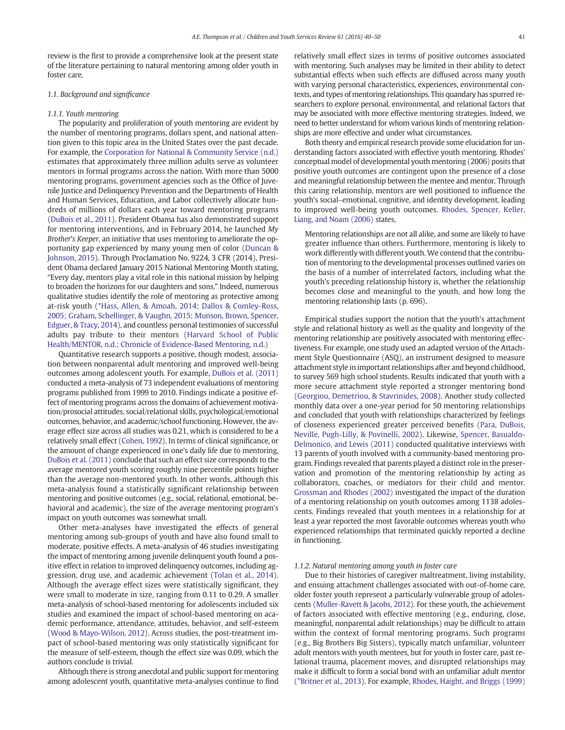review is the first to provide a comprehensive look at the present state of the literature pertaining to natural mentoring among older youth in foster care.

### 1.1. Background and significance

#### 1.1.1. Youth mentoring

The popularity and proliferation of youth mentoring are evident by the number of mentoring programs, dollars spent, and national attention given to this topic area in the United States over the past decade. For example, the Corporation for National & Community Service (n.d.) estimates that approximately three million adults serve as volunteer mentors in formal programs across the nation. With more than 5000 mentoring programs, government agencies such as the Office of Juvenile Justice and Delinquency Prevention and the Departments of Health and Human Services, Education, and Labor collectively allocate hundreds of millions of dollars each year toward mentoring programs (DuBois et al., 2011). President Obama has also demonstrated support for mentoring interventions, and in February 2014, he launched *My Brother's Keeper*, an initiative that uses mentoring to ameliorate the opportunity gap experienced by many young men of color (Duncan & Johnson, 2015). Through Proclamation No. 9224, 3 CFR (2014), President Obama declared January 2015 National Mentoring Month stating, "Every day, mentors play a vital role in this national mission by helping to broaden the horizons for our daughters and sons." Indeed, numerous qualitative studies identify the role of mentoring as protective among at-risk youth (*Hass, Allen, & Amoah, 2014; Dallos & Comley-Ross, 2005; Graham, Schellinger, & Vaughn, 2015; Munson, Brown, Spencer, Edguer, & Tracy, 2014), and countless personal testimonies of successful adults pay tribute to their mentors (Harvard School of Public Health/MENTOR, n.d.; Chronicle of Evidence-Based Mentoring, n.d.)

Quantitative research supports a positive, though modest, association between nonparental adult mentoring and improved well-being outcomes among adolescent youth. For example, DuBois et al. (2011) conducted a meta-analysis of 73 independent evaluations of mentoring programs published from 1999 to 2010. Findings indicate a positive effect of mentoring programs across the domains of achievement motivation/prosocial attitudes, social/relational skills, psychological/emotional outcomes, behavior, and academic/school functioning. However, the average effect size across all studies was 0.21, which is considered to be a relatively small effect (Cohen, 1992). In terms of clinical significance, or the amount of change experienced in one's daily life due to mentoring, DuBois et al. (2011) conclude that such an effect size corresponds to the average mentored youth scoring roughly nine percentile points higher than the average non-mentored youth. In other words, although this meta-analysis found a statistically significant relationship between mentoring and positive outcomes (e.g., social, relational, emotional, behavioral and academic), the size of the average mentoring program's impact on youth outcomes was somewhat small.

Other meta-analyses have investigated the effects of general mentoring among sub-groups of youth and have also found small to moderate, positive effects. A meta-analysis of 46 studies investigating the impact of mentoring among juvenile delinquent youth found a positive effect in relation to improved delinquency outcomes, including aggression, drug use, and academic achievement (Tolan et al., 2014). Although the average effect sizes were statistically significant, they were small to moderate in size, ranging from 0.11 to 0.29. A smaller meta-analysis of school-based mentoring for adolescents included six studies and examined the impact of school-based mentoring on academic performance, attendance, attitudes, behavior, and self-esteem (Wood & Mayo-Wilson, 2012). Across studies, the post-treatment impact of school-based mentoring was only statistically significant for the measure of self-esteem, though the effect size was 0.09, which the authors conclude is trivial.

Although there is strong anecdotal and public support for mentoring among adolescent youth, quantitative meta-analyses continue to find relatively small effect sizes in terms of positive outcomes associated with mentoring. Such analyses may be limited in their ability to detect substantial effects when such effects are diffused across many youth with varying personal characteristics, experiences, environmental contexts, and types of mentoring relationships. This quandary has spurred researchers to explore personal, environmental, and relational factors that may be associated with more effective mentoring strategies. Indeed, we need to better understand for whom various kinds of mentoring relationships are more effective and under what circumstances.

Both theory and empirical research provide some elucidation for understanding factors associated with effective youth mentoring. Rhodes' conceptual model of developmental youth mentoring (2006) posits that positive youth outcomes are contingent upon the presence of a close and meaningful relationship between the mentee and mentor. Through this caring relationship, mentors are well positioned to influence the youth's social–emotional, cognitive, and identity development, leading to improved well-being youth outcomes. Rhodes, Spencer, Keller, Liang, and Noam (2006) states,

> Mentoring relationships are not all alike, and some are likely to have greater influence than others. Furthermore, mentoring is likely to work differently with different youth. We contend that the contribution of mentoring to the developmental processes outlined varies on the basis of a number of interrelated factors, including what the youth's preceding relationship history is, whether the relationship becomes close and meaningful to the youth, and how long the mentoring relationship lasts (p. 696).

Empirical studies support the notion that the youth's attachment style and relational history as well as the quality and longevity of the mentoring relationship are positively associated with mentoring effectiveness. For example, one study used an adapted version of the Attachment Style Questionnaire (ASQ), an instrument designed to measure attachment style in important relationships after and beyond childhood, to survey 569 high school students. Results indicated that youth with a more secure attachment style reported a stronger mentoring bond (Georgiou, Demetriou, & Stavrinides, 2008). Another study collected monthly data over a one-year period for 50 mentoring relationships and concluded that youth with relationships characterized by feelings of closeness experienced greater perceived benefits (Para, DuBois, Neville, Pugh-Lilly, & Povinelli, 2002). Likewise, Spencer, Basualdo-Delmonico, and Lewis (2011) conducted qualitative interviews with 13 parents of youth involved with a community-based mentoring program. Findings revealed that parents played a distinct role in the preservation and promotion of the mentoring relationship by acting as collaborators, coaches, or mediators for their child and mentor. Grossman and Rhodes (2002) investigated the impact of the duration of a mentoring relationship on youth outcomes among 1138 adolescents. Findings revealed that youth mentees in a relationship for at least a year reported the most favorable outcomes whereas youth who experienced relationships that terminated quickly reported a decline in functioning.

#### 1.1.2. Natural mentoring among youth in foster care

Due to their histories of caregiver maltreatment, living instability, and ensuing attachment challenges associated with out-of-home care, older foster youth represent a particularly vulnerable group of adolescents (Muller-Ravett & Jacobs, 2012). For these youth, the achievement of factors associated with effective mentoring (e.g., enduring, close, meaningful, nonparental adult relationships) may be difficult to attain within the context of formal mentoring programs. Such programs (e.g., Big Brothers Big Sisters), typically match unfamiliar, volunteer adult mentors with youth mentees, but for youth in foster care, past relational trauma, placement moves, and disrupted relationships may make it difficult to form a social bond with an unfamiliar adult mentor (*Britner et al., 2013). For example, Rhodes, Haight, and Briggs (1999)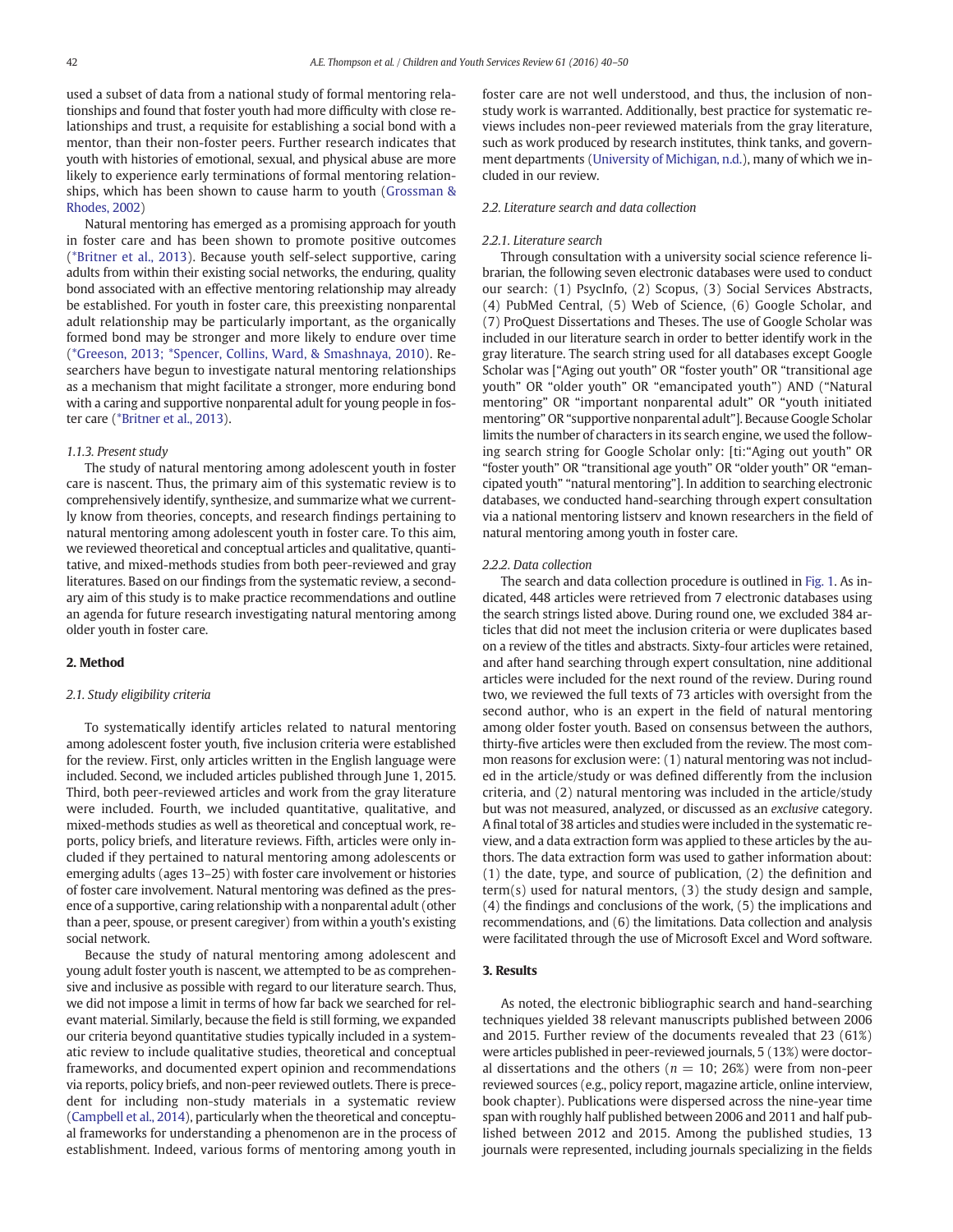used a subset of data from a national study of formal mentoring relationships and found that foster youth had more difficulty with close relationships and trust, a requisite for establishing a social bond with a mentor, than their non-foster peers. Further research indicates that youth with histories of emotional, sexual, and physical abuse are more likely to experience early terminations of formal mentoring relationships, which has been shown to cause harm to youth (Grossman & Rhodes, 2002)

Natural mentoring has emerged as a promising approach for youth in foster care and has been shown to promote positive outcomes (*Britner et al., 2013). Because youth self-select supportive, caring adults from within their existing social networks, the enduring, quality bond associated with an effective mentoring relationship may already be established. For youth in foster care, this preexisting nonparental adult relationship may be particularly important, as the organically formed bond may be stronger and more likely to endure over time (*Greeson, 2013; *Spencer, Collins, Ward, & Smashnaya, 2010). Researchers have begun to investigate natural mentoring relationships as a mechanism that might facilitate a stronger, more enduring bond with a caring and supportive nonparental adult for young people in foster care (*Britner et al., 2013).

#### 1.1.3. Present study

The study of natural mentoring among adolescent youth in foster care is nascent. Thus, the primary aim of this systematic review is to comprehensively identify, synthesize, and summarize what we currently know from theories, concepts, and research findings pertaining to natural mentoring among adolescent youth in foster care. To this aim, we reviewed theoretical and conceptual articles and qualitative, quantitative, and mixed-methods studies from both peer-reviewed and gray literatures. Based on our findings from the systematic review, a secondary aim of this study is to make practice recommendations and outline an agenda for future research investigating natural mentoring among older youth in foster care.

## 2. Method

### 2.1. Study eligibility criteria

To systematically identify articles related to natural mentoring among adolescent foster youth, five inclusion criteria were established for the review. First, only articles written in the English language were included. Second, we included articles published through June 1, 2015. Third, both peer-reviewed articles and work from the gray literature were included. Fourth, we included quantitative, qualitative, and mixed-methods studies as well as theoretical and conceptual work, reports, policy briefs, and literature reviews. Fifth, articles were only included if they pertained to natural mentoring among adolescents or emerging adults (ages 13–25) with foster care involvement or histories of foster care involvement. Natural mentoring was defined as the presence of a supportive, caring relationship with a nonparental adult (other than a peer, spouse, or present caregiver) from within a youth's existing social network.

Because the study of natural mentoring among adolescent and young adult foster youth is nascent, we attempted to be as comprehensive and inclusive as possible with regard to our literature search. Thus, we did not impose a limit in terms of how far back we searched for relevant material. Similarly, because the field is still forming, we expanded our criteria beyond quantitative studies typically included in a systematic review to include qualitative studies, theoretical and conceptual frameworks, and documented expert opinion and recommendations via reports, policy briefs, and non-peer reviewed outlets. There is precedent for including non-study materials in a systematic review (Campbell et al., 2014), particularly when the theoretical and conceptual frameworks for understanding a phenomenon are in the process of establishment. Indeed, various forms of mentoring among youth in foster care are not well understood, and thus, the inclusion of non-study work is warranted. Additionally, best practice for systematic reviews includes non-peer reviewed materials from the gray literature, such as work produced by research institutes, think tanks, and government departments (University of Michigan, n.d.), many of which we included in our review.

### 2.2. Literature search and data collection

#### 2.2.1. Literature search

Through consultation with a university social science reference librarian, the following seven electronic databases were used to conduct our search: (1) PsycInfo, (2) Scopus, (3) Social Services Abstracts, (4) PubMed Central, (5) Web of Science, (6) Google Scholar, and (7) ProQuest Dissertations and Theses. The use of Google Scholar was included in our literature search in order to better identify work in the gray literature. The search string used for all databases except Google Scholar was ["Aging out youth" OR "foster youth" OR "transitional age youth" OR "older youth" OR "emancipated youth") AND ("Natural mentoring" OR "important nonparental adult" OR "youth initiated mentoring" OR "supportive nonparental adult"]. Because Google Scholar limits the number of characters in its search engine, we used the following search string for Google Scholar only: [ti:"Aging out youth" OR "foster youth" OR "transitional age youth" OR "older youth" OR "emancipated youth" "natural mentoring"]. In addition to searching electronic databases, we conducted hand-searching through expert consultation via a national mentoring listserv and known researchers in the field of natural mentoring among youth in foster care.

#### 2.2.2. Data collection

The search and data collection procedure is outlined in Fig. 1. As indicated, 448 articles were retrieved from 7 electronic databases using the search strings listed above. During round one, we excluded 384 articles that did not meet the inclusion criteria or were duplicates based on a review of the titles and abstracts. Sixty-four articles were retained, and after hand searching through expert consultation, nine additional articles were included for the next round of the review. During round two, we reviewed the full texts of 73 articles with oversight from the second author, who is an expert in the field of natural mentoring among older foster youth. Based on consensus between the authors, thirty-five articles were then excluded from the review. The most common reasons for exclusion were: (1) natural mentoring was not included in the article/study or was defined differently from the inclusion criteria, and (2) natural mentoring was included in the article/study but was not measured, analyzed, or discussed as an *exclusive* category. A final total of 38 articles and studies were included in the systematic review, and a data extraction form was applied to these articles by the authors. The data extraction form was used to gather information about: (1) the date, type, and source of publication, (2) the definition and term(s) used for natural mentors, (3) the study design and sample, (4) the findings and conclusions of the work, (5) the implications and recommendations, and (6) the limitations. Data collection and analysis were facilitated through the use of Microsoft Excel and Word software.

## 3. Results

As noted, the electronic bibliographic search and hand-searching techniques yielded 38 relevant manuscripts published between 2006 and 2015. Further review of the documents revealed that 23 (61%) were articles published in peer-reviewed journals, 5 (13%) were doctoral dissertations and the others ($n = 10$; 26%) were from non-peer reviewed sources (e.g., policy report, magazine article, online interview, book chapter). Publications were dispersed across the nine-year time span with roughly half published between 2006 and 2011 and half published between 2012 and 2015. Among the published studies, 13 journals were represented, including journals specializing in the fields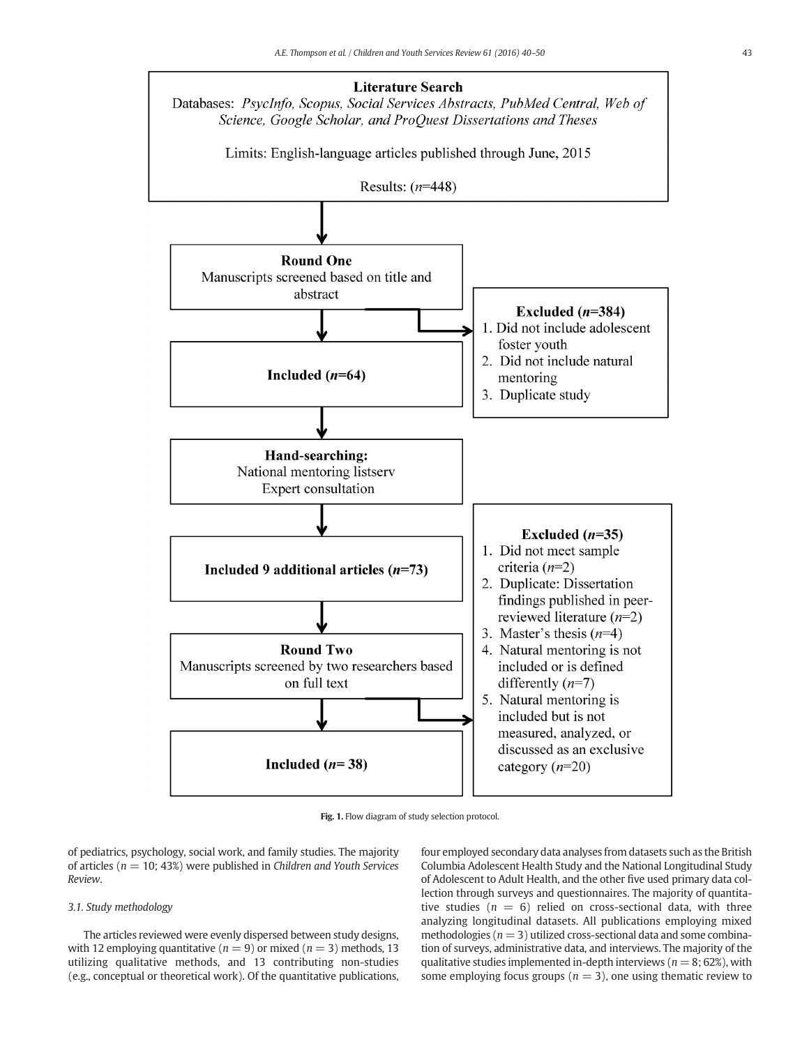**Literature Search**
Databases: *PsycInfo, Scopus, Social Services Abstracts, PubMed Central, Web of Science, Google Scholar, and ProQuest Dissertations and Theses*

Limits: English-language articles published through June, 2015

Results: ($n$=448)

**Round One**
Manuscripts screened based on title and abstract

**Excluded ($n$=384)**
1. Did not include adolescent foster youth
2. Did not include natural mentoring
3. Duplicate study

**Included ($n$=64)**

**Hand-searching:**
National mentoring listserv
Expert consultation

**Included 9 additional articles ($n$=73)**

**Round Two**
Manuscripts screened by two researchers based on full text

**Excluded ($n$=35)**
1. Did not meet sample criteria ($n$=2)
2. Duplicate: Dissertation findings published in peer-reviewed literature ($n$=2)
3. Master's thesis ($n$=4)
4. Natural mentoring is not included or is defined differently ($n$=7)
5. Natural mentoring is included but is not measured, analyzed, or discussed as an exclusive category ($n$=20)

**Included ($n$= 38)**

**Fig. 1.** Flow diagram of study selection protocol.

of pediatrics, psychology, social work, and family studies. The majority of articles ($n = 10$; 43%) were published in *Children and Youth Services Review*.

### 3.1. Study methodology

The articles reviewed were evenly dispersed between study designs, with 12 employing quantitative ($n = 9$) or mixed ($n = 3$) methods, 13 utilizing qualitative methods, and 13 contributing non-studies (e.g., conceptual or theoretical work). Of the quantitative publications, four employed secondary data analyses from datasets such as the British Columbia Adolescent Health Study and the National Longitudinal Study of Adolescent to Adult Health, and the other five used primary data collection through surveys and questionnaires. The majority of quantitative studies ($n = 6$) relied on cross-sectional data, with three analyzing longitudinal datasets. All publications employing mixed methodologies ($n = 3$) utilized cross-sectional data and some combination of surveys, administrative data, and interviews. The majority of the qualitative studies implemented in-depth interviews ($n = 8$; 62%), with some employing focus groups ($n = 3$), one using thematic review to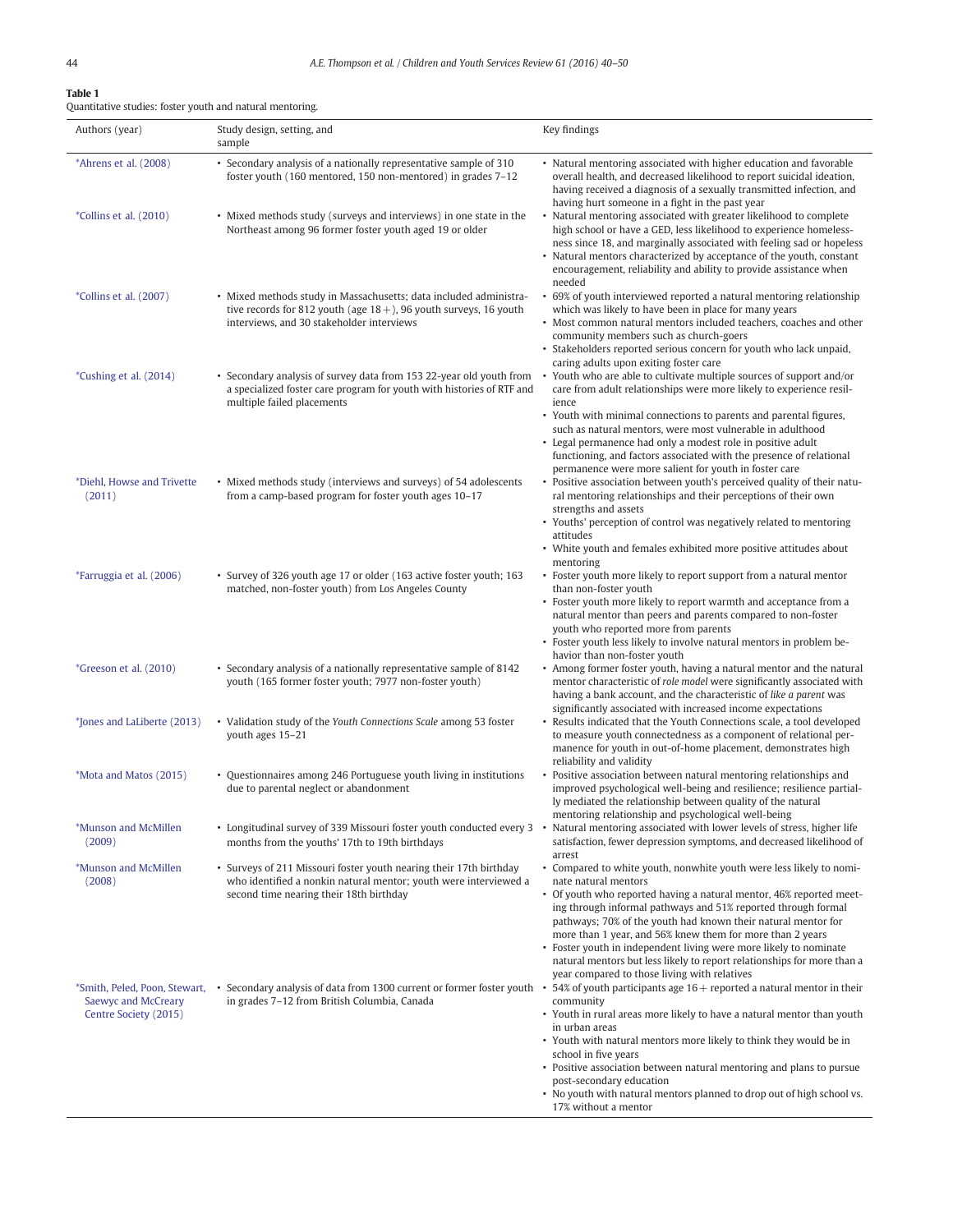**Table 1**
Quantitative studies: foster youth and natural mentoring.

| Authors (year) | Study design, setting, and sample | Key findings |
|---|---|---|
| *Ahrens et al. (2008) | • Secondary analysis of a nationally representative sample of 310 foster youth (160 mentored, 150 non-mentored) in grades 7–12 | • Natural mentoring associated with higher education and favorable overall health, and decreased likelihood to report suicidal ideation, having received a diagnosis of a sexually transmitted infection, and having hurt someone in a fight in the past year |
| *Collins et al. (2010) | • Mixed methods study (surveys and interviews) in one state in the Northeast among 96 former foster youth aged 19 or older | • Natural mentoring associated with greater likelihood to complete high school or have a GED, less likelihood to experience homelessness since 18, and marginally associated with feeling sad or hopeless<br>• Natural mentors characterized by acceptance of the youth, constant encouragement, reliability and ability to provide assistance when needed |
| *Collins et al. (2007) | • Mixed methods study in Massachusetts; data included administrative records for 812 youth (age 18+), 96 youth surveys, 16 youth interviews, and 30 stakeholder interviews | • 69% of youth interviewed reported a natural mentoring relationship which was likely to have been in place for many years<br>• Most common natural mentors included teachers, coaches and other community members such as church-goers<br>• Stakeholders reported serious concern for youth who lack unpaid, caring adults upon exiting foster care |
| *Cushing et al. (2014) | • Secondary analysis of survey data from 153 22-year old youth from a specialized foster care program for youth with histories of RTF and multiple failed placements | • Youth who are able to cultivate multiple sources of support and/or care from adult relationships were more likely to experience resilience<br>• Youth with minimal connections to parents and parental figures, such as natural mentors, were most vulnerable in adulthood<br>• Legal permanence had only a modest role in positive adult functioning, and factors associated with the presence of relational permanence were more salient for youth in foster care |
| *Diehl, Howse and Trivette (2011) | • Mixed methods study (interviews and surveys) of 54 adolescents from a camp-based program for foster youth ages 10–17 | • Positive association between youth's perceived quality of their natural mentoring relationships and their perceptions of their own strengths and assets<br>• Youths' perception of control was negatively related to mentoring attitudes<br>• White youth and females exhibited more positive attitudes about mentoring |
| *Farruggia et al. (2006) | • Survey of 326 youth age 17 or older (163 active foster youth; 163 matched, non-foster youth) from Los Angeles County | • Foster youth more likely to report support from a natural mentor than non-foster youth<br>• Foster youth more likely to report warmth and acceptance from a natural mentor than peers and parents compared to non-foster youth who reported more from parents<br>• Foster youth less likely to involve natural mentors in problem behavior than non-foster youth |
| *Greeson et al. (2010) | • Secondary analysis of a nationally representative sample of 8142 youth (165 former foster youth; 7977 non-foster youth) | • Among former foster youth, having a natural mentor and the natural mentor characteristic of *role model* were significantly associated with having a bank account, and the characteristic of *like a parent* was significantly associated with increased income expectations |
| *Jones and LaLiberte (2013) | • Validation study of the *Youth Connections Scale* among 53 foster youth ages 15–21 | • Results indicated that the Youth Connections scale, a tool developed to measure youth connectedness as a component of relational permanence for youth in out-of-home placement, demonstrates high reliability and validity |
| *Mota and Matos (2015) | • Questionnaires among 246 Portuguese youth living in institutions due to parental neglect or abandonment | • Positive association between natural mentoring relationships and improved psychological well-being and resilience; resilience partially mediated the relationship between quality of the natural mentoring relationship and psychological well-being |
| *Munson and McMillen (2009) | • Longitudinal survey of 339 Missouri foster youth conducted every 3 months from the youths' 17th to 19th birthdays | • Natural mentoring associated with lower levels of stress, higher life satisfaction, fewer depression symptoms, and decreased likelihood of arrest |
| *Munson and McMillen (2008) | • Surveys of 211 Missouri foster youth nearing their 17th birthday who identified a nonkin natural mentor; youth were interviewed a second time nearing their 18th birthday | • Compared to white youth, nonwhite youth were less likely to nominate natural mentors<br>• Of youth who reported having a natural mentor, 46% reported meeting through informal pathways and 51% reported through formal pathways; 70% of the youth had known their natural mentor for more than 1 year, and 56% knew them for more than 2 years<br>• Foster youth in independent living were more likely to nominate natural mentors but less likely to report relationships for more than a year compared to those living with relatives |
| *Smith, Peled, Poon, Stewart, Saewyc and McCreary Centre Society (2015) | • Secondary analysis of data from 1300 current or former foster youth in grades 7–12 from British Columbia, Canada | • 54% of youth participants age 16+ reported a natural mentor in their community<br>• Youth in rural areas more likely to have a natural mentor than youth in urban areas<br>• Youth with natural mentors more likely to think they would be in school in five years<br>• Positive association between natural mentoring and plans to pursue post-secondary education<br>• No youth with natural mentors planned to drop out of high school vs. 17% without a mentor |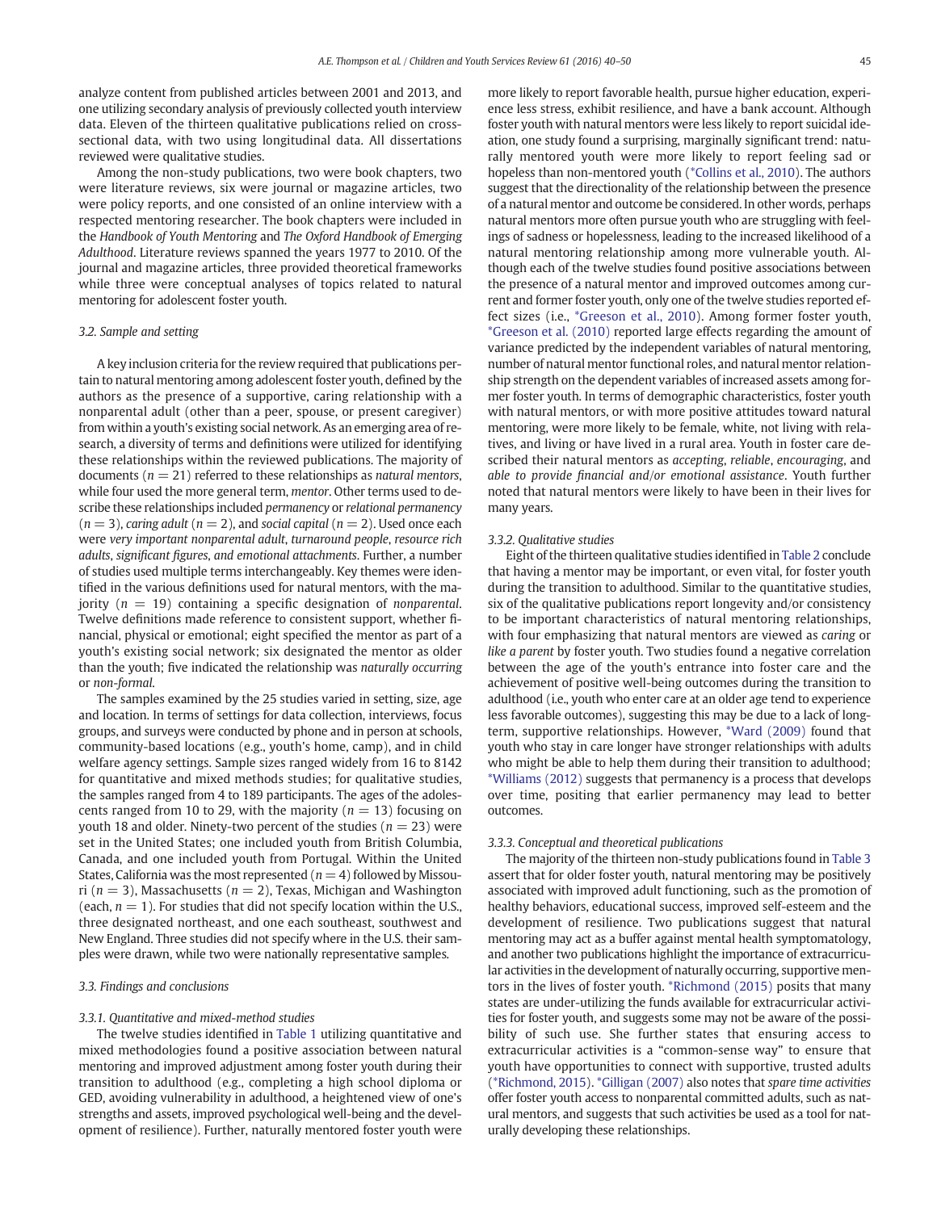analyze content from published articles between 2001 and 2013, and one utilizing secondary analysis of previously collected youth interview data. Eleven of the thirteen qualitative publications relied on cross-sectional data, with two using longitudinal data. All dissertations reviewed were qualitative studies.

Among the non-study publications, two were book chapters, two were literature reviews, six were journal or magazine articles, two were policy reports, and one consisted of an online interview with a respected mentoring researcher. The book chapters were included in the *Handbook of Youth Mentoring* and *The Oxford Handbook of Emerging Adulthood*. Literature reviews spanned the years 1977 to 2010. Of the journal and magazine articles, three provided theoretical frameworks while three were conceptual analyses of topics related to natural mentoring for adolescent foster youth.

### 3.2. Sample and setting

A key inclusion criteria for the review required that publications pertain to natural mentoring among adolescent foster youth, defined by the authors as the presence of a supportive, caring relationship with a nonparental adult (other than a peer, spouse, or present caregiver) from within a youth's existing social network. As an emerging area of research, a diversity of terms and definitions were utilized for identifying these relationships within the reviewed publications. The majority of documents ($n = 21$) referred to these relationships as *natural mentors*, while four used the more general term, *mentor*. Other terms used to describe these relationships included *permanency* or *relational permanency* ($n = 3$), *caring adult* ($n = 2$), and *social capital* ($n = 2$). Used once each were *very important nonparental adult, turnaround people, resource rich adults, significant figures, and emotional attachments*. Further, a number of studies used multiple terms interchangeably. Key themes were identified in the various definitions used for natural mentors, with the majority ($n = 19$) containing a specific designation of *nonparental*. Twelve definitions made reference to consistent support, whether financial, physical or emotional; eight specified the mentor as part of a youth's existing social network; six designated the mentor as older than the youth; five indicated the relationship was *naturally occurring* or *non-formal*.

The samples examined by the 25 studies varied in setting, size, age and location. In terms of settings for data collection, interviews, focus groups, and surveys were conducted by phone and in person at schools, community-based locations (e.g., youth's home, camp), and in child welfare agency settings. Sample sizes ranged widely from 16 to 8142 for quantitative and mixed methods studies; for qualitative studies, the samples ranged from 4 to 189 participants. The ages of the adolescents ranged from 10 to 29, with the majority ($n = 13$) focusing on youth 18 and older. Ninety-two percent of the studies ($n = 23$) were set in the United States; one included youth from British Columbia, Canada, and one included youth from Portugal. Within the United States, California was the most represented ($n = 4$) followed by Missouri ($n = 3$), Massachusetts ($n = 2$), Texas, Michigan and Washington (each, $n = 1$). For studies that did not specify location within the U.S., three designated northeast, and one each southeast, southwest and New England. Three studies did not specify where in the U.S. their samples were drawn, while two were nationally representative samples.

### 3.3. Findings and conclusions

#### 3.3.1. Quantitative and mixed-method studies

The twelve studies identified in Table 1 utilizing quantitative and mixed methodologies found a positive association between natural mentoring and improved adjustment among foster youth during their transition to adulthood (e.g., completing a high school diploma or GED, avoiding vulnerability in adulthood, a heightened view of one's strengths and assets, improved psychological well-being and the development of resilience). Further, naturally mentored foster youth were more likely to report favorable health, pursue higher education, experience less stress, exhibit resilience, and have a bank account. Although foster youth with natural mentors were less likely to report suicidal ideation, one study found a surprising, marginally significant trend: naturally mentored youth were more likely to report feeling sad or hopeless than non-mentored youth (*Collins et al., 2010). The authors suggest that the directionality of the relationship between the presence of a natural mentor and outcome be considered. In other words, perhaps natural mentors more often pursue youth who are struggling with feelings of sadness or hopelessness, leading to the increased likelihood of a natural mentoring relationship among more vulnerable youth. Although each of the twelve studies found positive associations between the presence of a natural mentor and improved outcomes among current and former foster youth, only one of the twelve studies reported effect sizes (i.e., *Greeson et al., 2010). Among former foster youth, *Greeson et al. (2010) reported large effects regarding the amount of variance predicted by the independent variables of natural mentoring, number of natural mentor functional roles, and natural mentor relationship strength on the dependent variables of increased assets among former foster youth. In terms of demographic characteristics, foster youth with natural mentors, or with more positive attitudes toward natural mentoring, were more likely to be female, white, not living with relatives, and living or have lived in a rural area. Youth in foster care described their natural mentors as *accepting*, *reliable*, *encouraging*, and *able to provide financial and/or emotional assistance*. Youth further noted that natural mentors were likely to have been in their lives for many years.

#### 3.3.2. Qualitative studies

Eight of the thirteen qualitative studies identified in Table 2 conclude that having a mentor may be important, or even vital, for foster youth during the transition to adulthood. Similar to the quantitative studies, six of the qualitative publications report longevity and/or consistency to be important characteristics of natural mentoring relationships, with four emphasizing that natural mentors are viewed as *caring* or *like a parent* by foster youth. Two studies found a negative correlation between the age of the youth's entrance into foster care and the achievement of positive well-being outcomes during the transition to adulthood (i.e., youth who enter care at an older age tend to experience less favorable outcomes), suggesting this may be due to a lack of long-term, supportive relationships. However, *Ward (2009) found that youth who stay in care longer have stronger relationships with adults who might be able to help them during their transition to adulthood; *Williams (2012) suggests that permanency is a process that develops over time, positing that earlier permanency may lead to better outcomes.

#### 3.3.3. Conceptual and theoretical publications

The majority of the thirteen non-study publications found in Table 3 assert that for older foster youth, natural mentoring may be positively associated with improved adult functioning, such as the promotion of healthy behaviors, educational success, improved self-esteem and the development of resilience. Two publications suggest that natural mentoring may act as a buffer against mental health symptomatology, and another two publications highlight the importance of extracurricular activities in the development of naturally occurring, supportive mentors in the lives of foster youth. *Richmond (2015) posits that many states are under-utilizing the funds available for extracurricular activities for foster youth, and suggests some may not be aware of the possibility of such use. She further states that ensuring access to extracurricular activities is a "common-sense way" to ensure that youth have opportunities to connect with supportive, trusted adults (*Richmond, 2015). *Gilligan (2007) also notes that *spare time activities* offer foster youth access to nonparental committed adults, such as natural mentors, and suggests that such activities be used as a tool for naturally developing these relationships.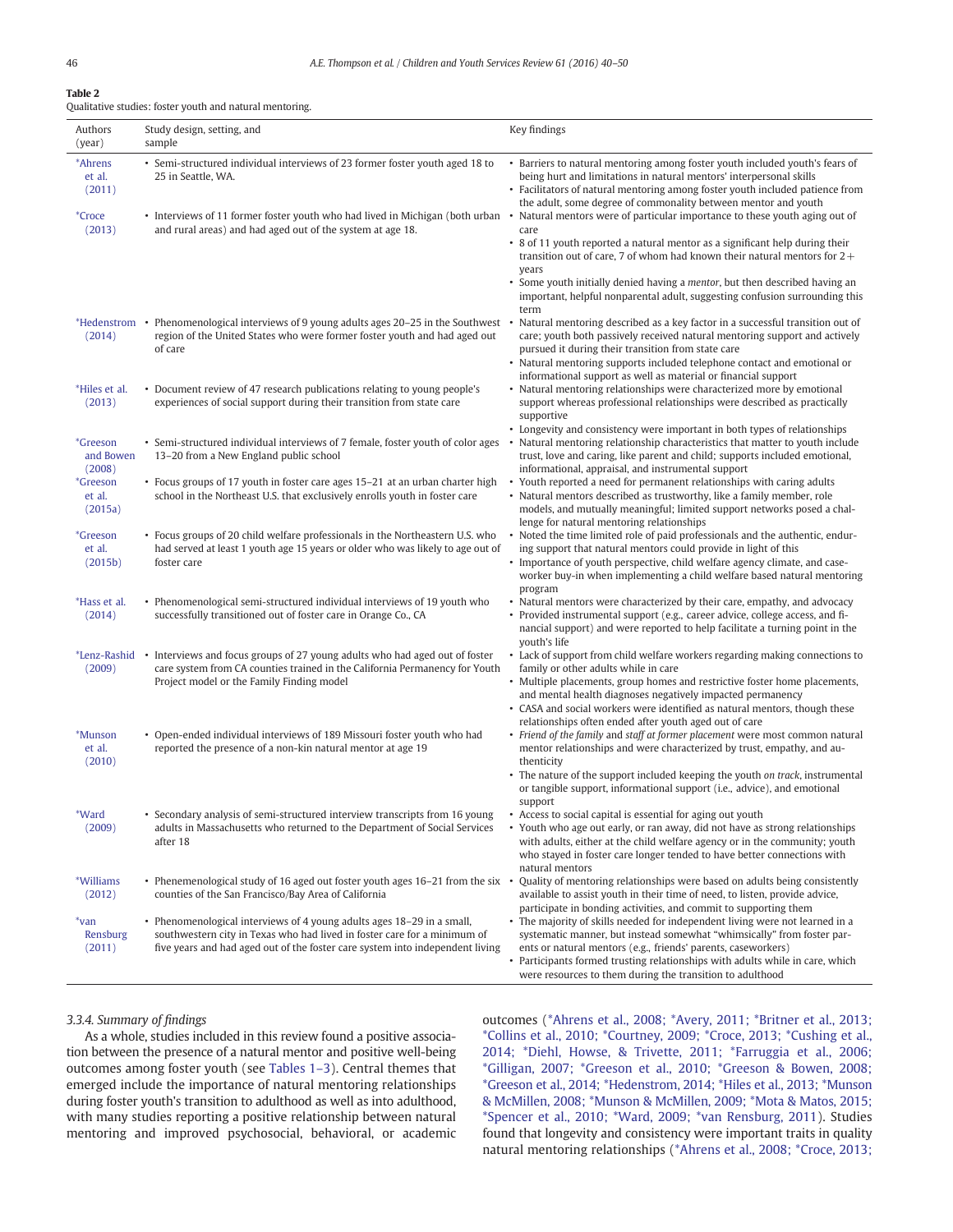**Table 2**
Qualitative studies: foster youth and natural mentoring.

| Authors (year) | Study design, setting, and sample | Key findings |
|---|---|---|
| *Ahrens et al. (2011) | • Semi-structured individual interviews of 23 former foster youth aged 18 to 25 in Seattle, WA. | • Barriers to natural mentoring among foster youth included youth's fears of being hurt and limitations in natural mentors' interpersonal skills<br>• Facilitators of natural mentoring among foster youth included patience from the adult, some degree of commonality between mentor and youth |
| *Croce (2013) | • Interviews of 11 former foster youth who had lived in Michigan (both urban and rural areas) and had aged out of the system at age 18. | • Natural mentors were of particular importance to these youth aging out of care<br>• 8 of 11 youth reported a natural mentor as a significant help during their transition out of care, 7 of whom had known their natural mentors for 2+ years<br>• Some youth initially denied having a *mentor*, but then described having an important, helpful nonparental adult, suggesting confusion surrounding this term |
| *Hedenstrom (2014) | • Phenomenological interviews of 9 young adults ages 20–25 in the Southwest region of the United States who were former foster youth and had aged out of care | • Natural mentoring described as a key factor in a successful transition out of care; youth both passively received natural mentoring support and actively pursued it during their transition from state care<br>• Natural mentoring supports included telephone contact and emotional or informational support as well as material or financial support |
| *Hiles et al. (2013) | • Document review of 47 research publications relating to young people's experiences of social support during their transition from state care | • Natural mentoring relationships were characterized more by emotional support whereas professional relationships were described as practically supportive<br>• Longevity and consistency were important in both types of relationships |
| *Greeson and Bowen (2008) | • Semi-structured individual interviews of 7 female, foster youth of color ages 13–20 from a New England public school | • Natural mentoring relationship characteristics that matter to youth include trust, love and caring, like parent and child; supports included emotional, informational, appraisal, and instrumental support |
| *Greeson et al. (2015a) | • Focus groups of 17 youth in foster care ages 15–21 at an urban charter high school in the Northeast U.S. that exclusively enrolls youth in foster care | • Youth reported a need for permanent relationships with caring adults<br>• Natural mentors described as trustworthy, like a family member, role models, and mutually meaningful; limited support networks posed a challenge for natural mentoring relationships |
| *Greeson et al. (2015b) | • Focus groups of 20 child welfare professionals in the Northeastern U.S. who had served at least 1 youth age 15 years or older who was likely to age out of foster care | • Noted the time limited role of paid professionals and the authentic, enduring support that natural mentors could provide in light of this<br>• Importance of youth perspective, child welfare agency climate, and caseworker buy-in when implementing a child welfare based natural mentoring program |
| *Hass et al. (2014) | • Phenomenological semi-structured individual interviews of 19 youth who successfully transitioned out of foster care in Orange Co., CA | • Natural mentors were characterized by their care, empathy, and advocacy<br>• Provided instrumental support (e.g., career advice, college access, and financial support) and were reported to help facilitate a turning point in the youth's life |
| *Lenz-Rashid (2009) | • Interviews and focus groups of 27 young adults who had aged out of foster care system from CA counties trained in the California Permanency for Youth Project model or the Family Finding model | • Lack of support from child welfare workers regarding making connections to family or other adults while in care<br>• Multiple placements, group homes and restrictive foster home placements, and mental health diagnoses negatively impacted permanency<br>• CASA and social workers were identified as natural mentors, though these relationships often ended after youth aged out of care |
| *Munson et al. (2010) | • Open-ended individual interviews of 189 Missouri foster youth who had reported the presence of a non-kin natural mentor at age 19 | • *Friend of the family* and *staff at former placement* were most common natural mentor relationships and were characterized by trust, empathy, and authenticity<br>• The nature of the support included keeping the youth *on track*, instrumental or tangible support, informational support (i.e., advice), and emotional support |
| *Ward (2009) | • Secondary analysis of semi-structured interview transcripts from 16 young adults in Massachusetts who returned to the Department of Social Services after 18 | • Access to social capital is essential for aging out youth<br>• Youth who age out early, or ran away, did not have as strong relationships with adults, either at the child welfare agency or in the community; youth who stayed in foster care longer tended to have better connections with natural mentors |
| *Williams (2012) | • Phenemenological study of 16 aged out foster youth ages 16–21 from the six counties of the San Francisco/Bay Area of California | • Quality of mentoring relationships were based on adults being consistently available to assist youth in their time of need, to listen, provide advice, participate in bonding activities, and commit to supporting them |
| *van Rensburg (2011) | • Phenomenological interviews of 4 young adults ages 18–29 in a small, southwestern city in Texas who had lived in foster care for a minimum of five years and had aged out of the foster care system into independent living | • The majority of skills needed for independent living were not learned in a systematic manner, but instead somewhat "whimsically" from foster parents or natural mentors (e.g., friends' parents, caseworkers)<br>• Participants formed trusting relationships with adults while in care, which were resources to them during the transition to adulthood |

#### 3.3.4. Summary of findings

As a whole, studies included in this review found a positive association between the presence of a natural mentor and positive well-being outcomes among foster youth (see Tables 1–3). Central themes that emerged include the importance of natural mentoring relationships during foster youth's transition to adulthood as well as into adulthood, with many studies reporting a positive relationship between natural mentoring and improved psychosocial, behavioral, or academic outcomes (*Ahrens et al., 2008; *Avery, 2011; *Britner et al., 2013; *Collins et al., 2010; *Courtney, 2009; *Croce, 2013; *Cushing et al., 2014; *Diehl, Howse, & Trivette, 2011; *Farruggia et al., 2006; *Gilligan, 2007; *Greeson et al., 2010; *Greeson & Bowen, 2008; *Greeson et al., 2014; *Hedenstrom, 2014; *Hiles et al., 2013; *Munson & McMillen, 2008; *Munson & McMillen, 2009; *Mota & Matos, 2015; *Spencer et al., 2010; *Ward, 2009; *van Rensburg, 2011). Studies found that longevity and consistency were important traits in quality natural mentoring relationships (*Ahrens et al., 2008; *Croce, 2013;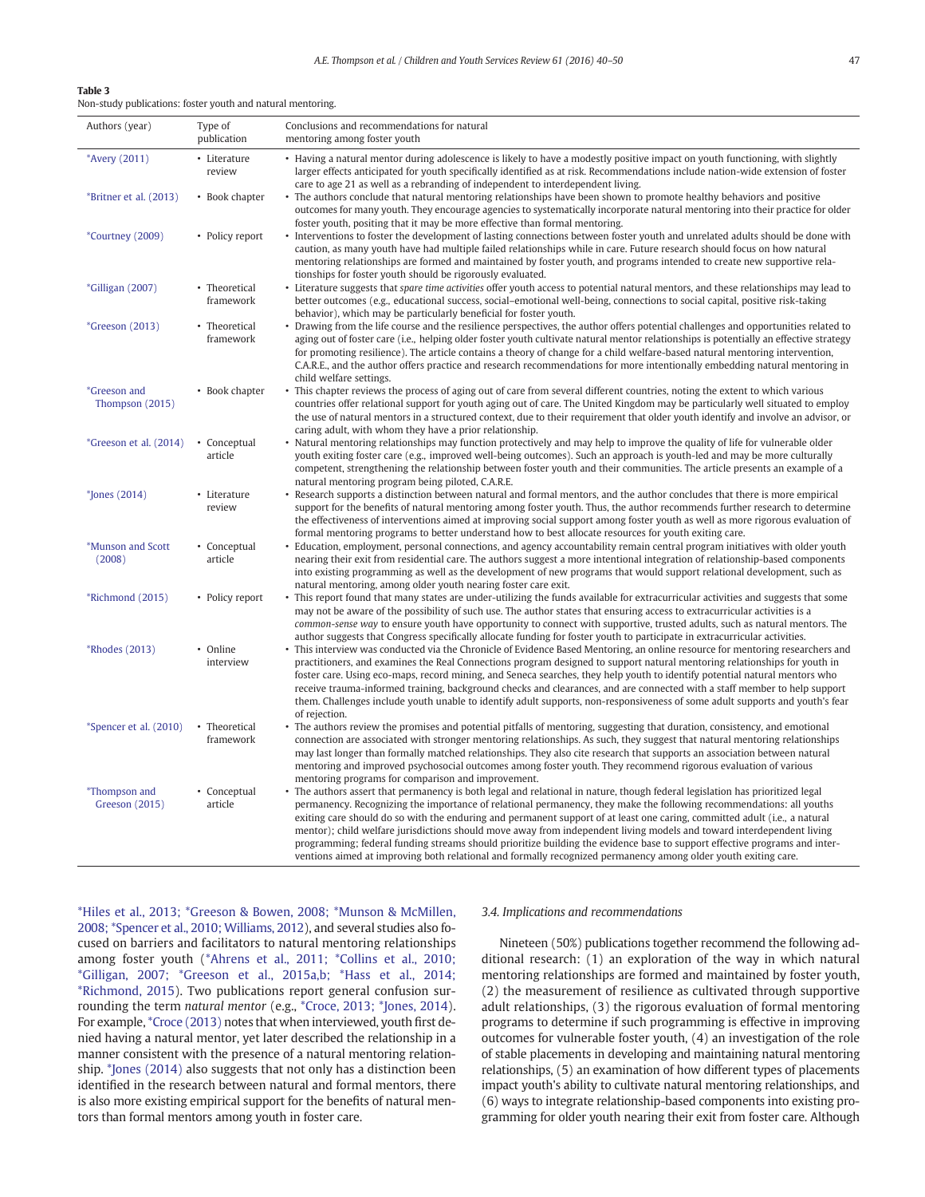**Table 3**
Non-study publications: foster youth and natural mentoring.

| Authors (year) | Type of publication | Conclusions and recommendations for natural mentoring among foster youth |
|---|---|---|
| *Avery (2011) | • Literature review | • Having a natural mentor during adolescence is likely to have a modestly positive impact on youth functioning, with slightly larger effects anticipated for youth specifically identified as at risk. Recommendations include nation-wide extension of foster care to age 21 as well as a rebranding of independent to interdependent living. |
| *Britner et al. (2013) | • Book chapter | • The authors conclude that natural mentoring relationships have been shown to promote healthy behaviors and positive outcomes for many youth. They encourage agencies to systematically incorporate natural mentoring into their practice for older foster youth, positing that it may be more effective than formal mentoring. |
| *Courtney (2009) | • Policy report | • Interventions to foster the development of lasting connections between foster youth and unrelated adults should be done with caution, as many youth have had multiple failed relationships while in care. Future research should focus on how natural mentoring relationships are formed and maintained by foster youth, and programs intended to create new supportive relationships for foster youth should be rigorously evaluated. |
| *Gilligan (2007) | • Theoretical framework | • Literature suggests that *spare time activities* offer youth access to potential natural mentors, and these relationships may lead to better outcomes (e.g., educational success, social–emotional well-being, connections to social capital, positive risk-taking behavior), which may be particularly beneficial for foster youth. |
| *Greeson (2013) | • Theoretical framework | • Drawing from the life course and the resilience perspectives, the author offers potential challenges and opportunities related to aging out of foster care (i.e., helping older foster youth cultivate natural mentor relationships is potentially an effective strategy for promoting resilience). The article contains a theory of change for a child welfare-based natural mentoring intervention, C.A.R.E., and the author offers practice and research recommendations for more intentionally embedding natural mentoring in child welfare settings. |
| *Greeson and Thompson (2015) | • Book chapter | • This chapter reviews the process of aging out of care from several different countries, noting the extent to which various countries offer relational support for youth aging out of care. The United Kingdom may be particularly well situated to employ the use of natural mentors in a structured context, due to their requirement that older youth identify and involve an advisor, or caring adult, with whom they have a prior relationship. |
| *Greeson et al. (2014) | • Conceptual article | • Natural mentoring relationships may function protectively and may help to improve the quality of life for vulnerable older youth exiting foster care (e.g., improved well-being outcomes). Such an approach is youth-led and may be more culturally competent, strengthening the relationship between foster youth and their communities. The article presents an example of a natural mentoring program being piloted, C.A.R.E. |
| *Jones (2014) | • Literature review | • Research supports a distinction between natural and formal mentors, and the author concludes that there is more empirical support for the benefits of natural mentoring among foster youth. Thus, the author recommends further research to determine the effectiveness of interventions aimed at improving social support among foster youth as well as more rigorous evaluation of formal mentoring programs to better understand how to best allocate resources for youth exiting care. |
| *Munson and Scott (2008) | • Conceptual article | • Education, employment, personal connections, and agency accountability remain central program initiatives with older youth nearing their exit from residential care. The authors suggest a more intentional integration of relationship-based components into existing programming as well as the development of new programs that would support relational development, such as natural mentoring, among older youth nearing foster care exit. |
| *Richmond (2015) | • Policy report | • This report found that many states are under-utilizing the funds available for extracurricular activities and suggests that some may not be aware of the possibility of such use. The author states that ensuring access to extracurricular activities is a *common-sense way* to ensure youth have opportunity to connect with supportive, trusted adults, such as natural mentors. The author suggests that Congress specifically allocate funding for foster youth to participate in extracurricular activities. |
| *Rhodes (2013) | • Online interview | • This interview was conducted via the Chronicle of Evidence Based Mentoring, an online resource for mentoring researchers and practitioners, and examines the Real Connections program designed to support natural mentoring relationships for youth in foster care. Using eco-maps, record mining, and Seneca searches, they help youth to identify potential natural mentors who receive trauma-informed training, background checks and clearances, and are connected with a staff member to help support them. Challenges include youth unable to identify adult supports, non-responsiveness of some adult supports and youth's fear of rejection. |
| *Spencer et al. (2010) | • Theoretical framework | • The authors review the promises and potential pitfalls of mentoring, suggesting that duration, consistency, and emotional connection are associated with stronger mentoring relationships. As such, they suggest that natural mentoring relationships may last longer than formally matched relationships. They also cite research that supports an association between natural mentoring and improved psychosocial outcomes among foster youth. They recommend rigorous evaluation of various mentoring programs for comparison and improvement. |
| *Thompson and Greeson (2015) | • Conceptual article | • The authors assert that permanency is both legal and relational in nature, though federal legislation has prioritized legal permanency. Recognizing the importance of relational permanency, they make the following recommendations: all youths exiting care should do so with the enduring and permanent support of at least one caring, committed adult (i.e., a natural mentor); child welfare jurisdictions should move away from independent living models and toward interdependent living programming; federal funding streams should prioritize building the evidence base to support effective programs and interventions aimed at improving both relational and formally recognized permanency among older youth exiting care. |

*Hiles et al., 2013; *Greeson & Bowen, 2008; *Munson & McMillen, 2008; *Spencer et al., 2010; Williams, 2012), and several studies also focused on barriers and facilitators to natural mentoring relationships among foster youth (*Ahrens et al., 2011; *Collins et al., 2010; *Gilligan, 2007; *Greeson et al., 2015a,b; *Hass et al., 2014; *Richmond, 2015). Two publications report general confusion surrounding the term *natural mentor* (e.g., *Croce, 2013; *Jones, 2014). For example, *Croce (2013) notes that when interviewed, youth first denied having a natural mentor, yet later described the relationship in a manner consistent with the presence of a natural mentoring relationship. *Jones (2014) also suggests that not only has a distinction been identified in the research between natural and formal mentors, there is also more existing empirical support for the benefits of natural mentors than formal mentors among youth in foster care.

### 3.4. Implications and recommendations

Nineteen (50%) publications together recommend the following additional research: (1) an exploration of the way in which natural mentoring relationships are formed and maintained by foster youth, (2) the measurement of resilience as cultivated through supportive adult relationships, (3) the rigorous evaluation of formal mentoring programs to determine if such programming is effective in improving outcomes for vulnerable foster youth, (4) an investigation of the role of stable placements in developing and maintaining natural mentoring relationships, (5) an examination of how different types of placements impact youth's ability to cultivate natural mentoring relationships, and (6) ways to integrate relationship-based components into existing programming for older youth nearing their exit from foster care. Although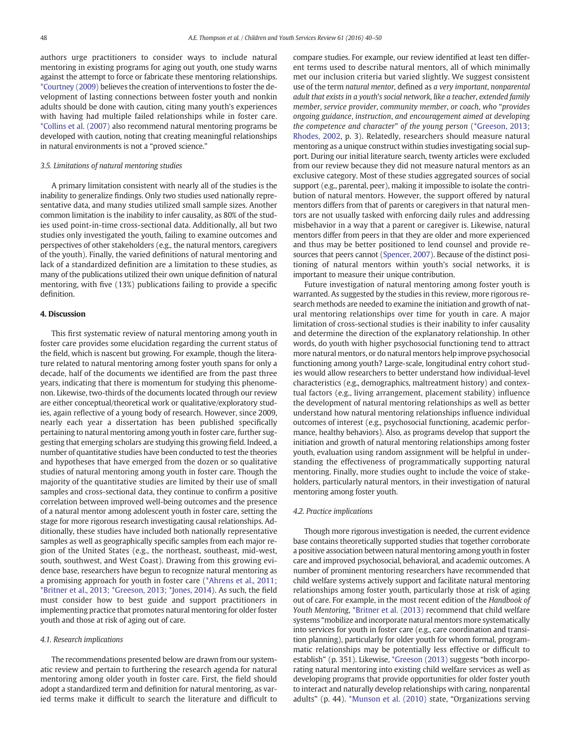authors urge practitioners to consider ways to include natural mentoring in existing programs for aging out youth, one study warns against the attempt to force or fabricate these mentoring relationships. *Courtney (2009) believes the creation of interventions to foster the development of lasting connections between foster youth and nonkin adults should be done with caution, citing many youth's experiences with having had multiple failed relationships while in foster care. *Collins et al. (2007) also recommend natural mentoring programs be developed with caution, noting that creating meaningful relationships in natural environments is not a "proved science."

### 3.5. Limitations of natural mentoring studies

A primary limitation consistent with nearly all of the studies is the inability to generalize findings. Only two studies used nationally representative data, and many studies utilized small sample sizes. Another common limitation is the inability to infer causality, as 80% of the studies used point-in-time cross-sectional data. Additionally, all but two studies only investigated the youth, failing to examine outcomes and perspectives of other stakeholders (e.g., the natural mentors, caregivers of the youth). Finally, the varied definitions of natural mentoring and lack of a standardized definition are a limitation to these studies, as many of the publications utilized their own unique definition of natural mentoring, with five (13%) publications failing to provide a specific definition.

## 4. Discussion

This first systematic review of natural mentoring among youth in foster care provides some elucidation regarding the current status of the field, which is nascent but growing. For example, though the literature related to natural mentoring among foster youth spans for only a decade, half of the documents we identified are from the past three years, indicating that there is momentum for studying this phenomenon. Likewise, two-thirds of the documents located through our review are either conceptual/theoretical work or qualitative/exploratory studies, again reflective of a young body of research. However, since 2009, nearly each year a dissertation has been published specifically pertaining to natural mentoring among youth in foster care, further suggesting that emerging scholars are studying this growing field. Indeed, a number of quantitative studies have been conducted to test the theories and hypotheses that have emerged from the dozen or so qualitative studies of natural mentoring among youth in foster care. Though the majority of the quantitative studies are limited by their use of small samples and cross-sectional data, they continue to confirm a positive correlation between improved well-being outcomes and the presence of a natural mentor among adolescent youth in foster care, setting the stage for more rigorous research investigating causal relationships. Additionally, these studies have included both nationally representative samples as well as geographically specific samples from each major region of the United States (e.g., the northeast, southeast, mid-west, south, southwest, and West Coast). Drawing from this growing evidence base, researchers have begun to recognize natural mentoring as a promising approach for youth in foster care (*Ahrens et al., 2011; *Britner et al., 2013; *Greeson, 2013; *Jones, 2014). As such, the field must consider how to best guide and support practitioners in implementing practice that promotes natural mentoring for older foster youth and those at risk of aging out of care.

### 4.1. Research implications

The recommendations presented below are drawn from our systematic review and pertain to furthering the research agenda for natural mentoring among older youth in foster care. First, the field should adopt a standardized term and definition for natural mentoring, as varied terms make it difficult to search the literature and difficult to compare studies. For example, our review identified at least ten different terms used to describe natural mentors, all of which minimally met our inclusion criteria but varied slightly. We suggest consistent use of the term *natural mentor*, defined as *a very important, nonparental adult that exists in a youth's social network, like a teacher, extended family member, service provider, community member, or coach, who* "*provides ongoing guidance, instruction, and encouragement aimed at developing the competence and character*" *of the young person* (*Greeson, 2013; Rhodes, 2002, p. 3). Relatedly, researchers should measure natural mentoring as a unique construct within studies investigating social support. During our initial literature search, twenty articles were excluded from our review because they did not measure natural mentors as an exclusive category. Most of these studies aggregated sources of social support (e.g., parental, peer), making it impossible to isolate the contribution of natural mentors. However, the support offered by natural mentors differs from that of parents or caregivers in that natural mentors are not usually tasked with enforcing daily rules and addressing misbehavior in a way that a parent or caregiver is. Likewise, natural mentors differ from peers in that they are older and more experienced and thus may be better positioned to lend counsel and provide resources that peers cannot (Spencer, 2007). Because of the distinct positioning of natural mentors within youth's social networks, it is important to measure their unique contribution.

Future investigation of natural mentoring among foster youth is warranted. As suggested by the studies in this review, more rigorous research methods are needed to examine the initiation and growth of natural mentoring relationships over time for youth in care. A major limitation of cross-sectional studies is their inability to infer causality and determine the direction of the explanatory relationship. In other words, do youth with higher psychosocial functioning tend to attract more natural mentors, or do natural mentors help improve psychosocial functioning among youth? Large-scale, longitudinal entry cohort studies would allow researchers to better understand how individual-level characteristics (e.g., demographics, maltreatment history) and contextual factors (e.g., living arrangement, placement stability) influence the development of natural mentoring relationships as well as better understand how natural mentoring relationships influence individual outcomes of interest (e.g., psychosocial functioning, academic performance, healthy behaviors). Also, as programs develop that support the initiation and growth of natural mentoring relationships among foster youth, evaluation using random assignment will be helpful in understanding the effectiveness of programmatically supporting natural mentoring. Finally, more studies ought to include the voice of stakeholders, particularly natural mentors, in their investigation of natural mentoring among foster youth.

### 4.2. Practice implications

Though more rigorous investigation is needed, the current evidence base contains theoretically supported studies that together corroborate a positive association between natural mentoring among youth in foster care and improved psychosocial, behavioral, and academic outcomes. A number of prominent mentoring researchers have recommended that child welfare systems actively support and facilitate natural mentoring relationships among foster youth, particularly those at risk of aging out of care. For example, in the most recent edition of the *Handbook of Youth Mentoring*, *Britner et al. (2013) recommend that child welfare systems "mobilize and incorporate natural mentors more systematically into services for youth in foster care (e.g., care coordination and transition planning), particularly for older youth for whom formal, programmatic relationships may be potentially less effective or difficult to establish" (p. 351). Likewise, *Greeson (2013) suggests "both incorporating natural mentoring into existing child welfare services as well as developing programs that provide opportunities for older foster youth to interact and naturally develop relationships with caring, nonparental adults" (p. 44). *Munson et al. (2010) state, "Organizations serving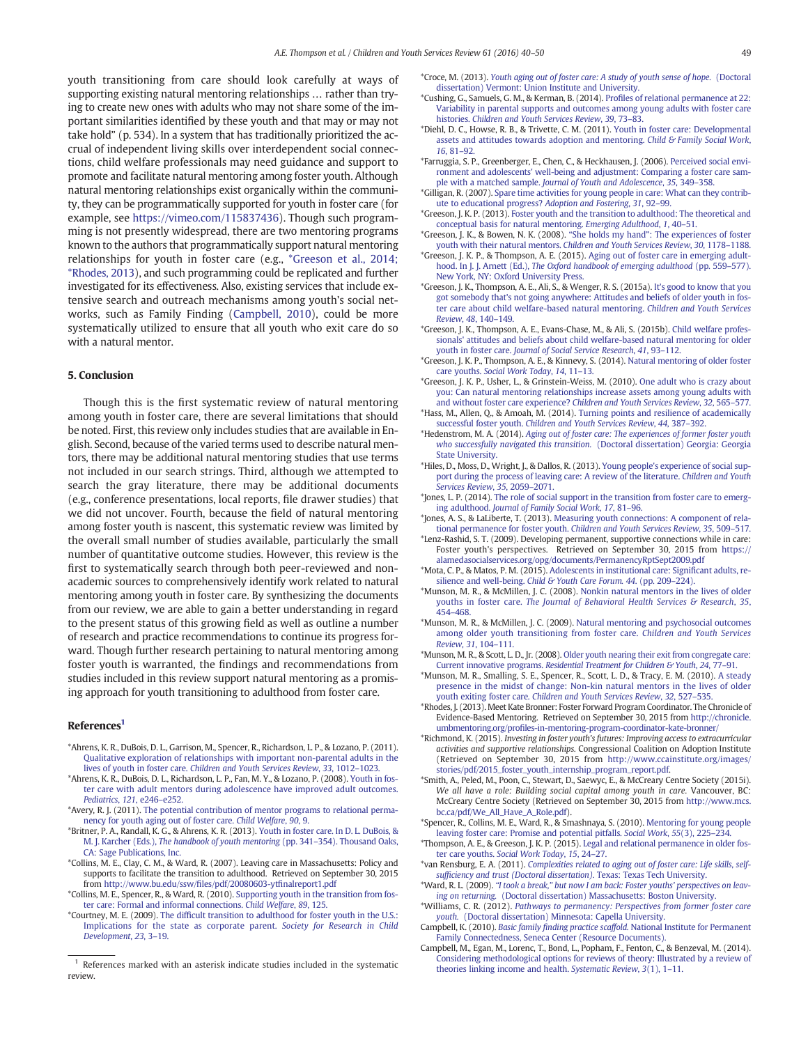youth transitioning from care should look carefully at ways of supporting existing natural mentoring relationships … rather than trying to create new ones with adults who may not share some of the important similarities identified by these youth and that may or may not take hold" (p. 534). In a system that has traditionally prioritized the accrual of independent living skills over interdependent social connections, child welfare professionals may need guidance and support to promote and facilitate natural mentoring among foster youth. Although natural mentoring relationships exist organically within the community, they can be programmatically supported for youth in foster care (for example, see https://vimeo.com/115837436). Though such programming is not presently widespread, there are two mentoring programs known to the authors that programmatically support natural mentoring relationships for youth in foster care (e.g., *Greeson et al., 2014; *Rhodes, 2013), and such programming could be replicated and further investigated for its effectiveness. Also, existing services that include extensive search and outreach mechanisms among youth's social networks, such as Family Finding (Campbell, 2010), could be more systematically utilized to ensure that all youth who exit care do so with a natural mentor.

## 5. Conclusion

Though this is the first systematic review of natural mentoring among youth in foster care, there are several limitations that should be noted. First, this review only includes studies that are available in English. Second, because of the varied terms used to describe natural mentors, there may be additional natural mentoring studies that use terms not included in our search strings. Third, although we attempted to search the gray literature, there may be additional documents (e.g., conference presentations, local reports, file drawer studies) that we did not uncover. Fourth, because the field of natural mentoring among foster youth is nascent, this systematic review was limited by the overall small number of studies available, particularly the small number of quantitative outcome studies. However, this review is the first to systematically search through both peer-reviewed and non-academic sources to comprehensively identify work related to natural mentoring among youth in foster care. By synthesizing the documents from our review, we are able to gain a better understanding in regard to the present status of this growing field as well as outline a number of research and practice recommendations to continue its progress forward. Though further research pertaining to natural mentoring among foster youth is warranted, the findings and recommendations from studies included in this review support natural mentoring as a promising approach for youth transitioning to adulthood from foster care.

## References[1]

*Ahrens, K. R., DuBois, D. L., Garrison, M., Spencer, R., Richardson, L. P., & Lozano, P. (2011). Qualitative exploration of relationships with important non-parental adults in the lives of youth in foster care. *Children and Youth Services Review*, *33*, 1012–1023.

*Ahrens, K. R., DuBois, D. L., Richardson, L. P., Fan, M. Y., & Lozano, P. (2008). Youth in foster care with adult mentors during adolescence have improved adult outcomes. *Pediatrics*, *121*, e246–e252.

*Avery, R. J. (2011). The potential contribution of mentor programs to relational permanency for youth aging out of foster care. *Child Welfare*, *90*, 9.

*Britner, P. A., Randall, K. G., & Ahrens, K. R. (2013). Youth in foster care. In D. L. DuBois, & M. J. Karcher (Eds.), *The handbook of youth mentoring* (pp. 341–354). Thousand Oaks, CA: Sage Publications, Inc.

*Collins, M. E., Clay, C. M., & Ward, R. (2007). Leaving care in Massachusetts: Policy and supports to facilitate the transition to adulthood. Retrieved on September 30, 2015 from http://www.bu.edu/ssw/files/pdf/20080603-ytfinalreport1.pdf

*Collins, M. E., Spencer, R., & Ward, R. (2010). Supporting youth in the transition from foster care: Formal and informal connections. *Child Welfare*, *89*, 125.

*Courtney, M. E. (2009). The difficult transition to adulthood for foster youth in the U.S.: Implications for the state as corporate parent. *Society for Research in Child Development*, *23*, 3–19.

*Croce, M. (2013). *Youth aging out of foster care: A study of youth sense of hope.* (Doctoral dissertation) Vermont: Union Institute and University.

*Cushing, G., Samuels, G. M., & Kerman, B. (2014). Profiles of relational permanence at 22: Variability in parental supports and outcomes among young adults with foster care histories. *Children and Youth Services Review*, *39*, 73–83.

*Diehl, D. C., Howse, R. B., & Trivette, C. M. (2011). Youth in foster care: Developmental assets and attitudes towards adoption and mentoring. *Child & Family Social Work*, *16*, 81–92.

*Farruggia, S. P., Greenberger, E., Chen, C., & Heckhausen, J. (2006). Perceived social environment and adolescents' well-being and adjustment: Comparing a foster care sample with a matched sample. *Journal of Youth and Adolescence*, *35*, 349–358.

*Gilligan, R. (2007). Spare time activities for young people in care: What can they contribute to educational progress? *Adoption and Fostering*, *31*, 92–99.

*Greeson, J. K. P. (2013). Foster youth and the transition to adulthood: The theoretical and conceptual basis for natural mentoring. *Emerging Adulthood*, *1*, 40–51.

*Greeson, J. K., & Bowen, N. K. (2008). "She holds my hand": The experiences of foster youth with their natural mentors. *Children and Youth Services Review*, *30*, 1178–1188.

*Greeson, J. K. P., & Thompson, A. E. (2015). Aging out of foster care in emerging adulthood. In J. J. Arnett (Ed.), *The Oxford handbook of emerging adulthood* (pp. 559–577). New York, NY: Oxford University Press.

*Greeson, J. K., Thompson, A. E., Ali, S., & Wenger, R. S. (2015a). It's good to know that you got somebody that's not going anywhere: Attitudes and beliefs of older youth in foster care about child welfare-based natural mentoring. *Children and Youth Services Review*, *48*, 140–149.

*Greeson, J. K., Thompson, A. E., Evans-Chase, M., & Ali, S. (2015b). Child welfare professionals' attitudes and beliefs about child welfare-based natural mentoring for older youth in foster care. *Journal of Social Service Research*, *41*, 93–112.

*Greeson, J. K. P., Thompson, A. E., & Kinnevy, S. (2014). Natural mentoring of older foster care youths. *Social Work Today*, *14*, 11–13.

*Greeson, J. K. P., Usher, L., & Grinstein-Weiss, M. (2010). One adult who is crazy about you: Can natural mentoring relationships increase assets among young adults with and without foster care experience? *Children and Youth Services Review*, *32*, 565–577.

*Hass, M., Allen, Q., & Amoah, M. (2014). Turning points and resilience of academically successful foster youth. *Children and Youth Services Review*, *44*, 387–392.

*Hedenstrom, M. A. (2014). *Aging out of foster care: The experiences of former foster youth who successfully navigated this transition.* (Doctoral dissertation) Georgia: Georgia State University.

*Hiles, D., Moss, D., Wright, J., & Dallos, R. (2013). Young people's experience of social support during the process of leaving care: A review of the literature. *Children and Youth Services Review*, *35*, 2059–2071.

*Jones, L. P. (2014). The role of social support in the transition from foster care to emerging adulthood. *Journal of Family Social Work*, *17*, 81–96.

*Jones, A. S., & LaLiberte, T. (2013). Measuring youth connections: A component of relational permanence for foster youth. *Children and Youth Services Review*, *35*, 509–517.

*Lenz-Rashid, S. T. (2009). Developing permanent, supportive connections while in care: Foster youth's perspectives. Retrieved on September 30, 2015 from https://alamedasocialservices.org/opg/documents/PermanencyRptSept2009.pdf

*Mota, C. P., & Matos, P. M. (2015). Adolescents in institutional care: Significant adults, resilience and well-being. *Child & Youth Care Forum. 44*. (pp. 209–224).

*Munson, M. R., & McMillen, J. C. (2008). Nonkin natural mentors in the lives of older youths in foster care. *The Journal of Behavioral Health Services & Research*, *35*, 454–468.

*Munson, M. R., & McMillen, J. C. (2009). Natural mentoring and psychosocial outcomes among older youth transitioning from foster care. *Children and Youth Services Review*, *31*, 104–111.

*Munson, M. R., & Scott, L. D., Jr. (2008). Older youth nearing their exit from congregate care: Current innovative programs. *Residential Treatment for Children & Youth*, *24*, 77–91.

*Munson, M. R., Smalling, S. E., Spencer, R., Scott, L. D., & Tracy, E. M. (2010). A steady presence in the midst of change: Non-kin natural mentors in the lives of older youth exiting foster care. *Children and Youth Services Review*, *32*, 527–535.

*Rhodes, J. (2013). Meet Kate Bronner: Foster Forward Program Coordinator. The Chronicle of Evidence-Based Mentoring. Retrieved on September 30, 2015 from http://chronicle.umbmentoring.org/profiles-in-mentoring-program-coordinator-kate-bronner/

*Richmond, K. (2015). *Investing in foster youth's futures: Improving access to extracurricular activities and supportive relationships.* Congressional Coalition on Adoption Institute (Retrieved on September 30, 2015 from http://www.ccainstitute.org/images/stories/pdf/2015_foster_youth_internship_program_report.pdf.

*Smith, A., Peled, M., Poon, C., Stewart, D., Saewyc, E., & McCreary Centre Society (2015i). *We all have a role: Building social capital among youth in care.* Vancouver, BC: McCreary Centre Society (Retrieved on September 30, 2015 from http://www.mcs.bc.ca/pdf/We_All_Have_A_Role.pdf).

*Spencer, R., Collins, M. E., Ward, R., & Smashnaya, S. (2010). Mentoring for young people leaving foster care: Promise and potential pitfalls. *Social Work*, *55*(3), 225–234.

*Thompson, A. E., & Greeson, J. K. P. (2015). Legal and relational permanence in older foster care youths. *Social Work Today*, *15*, 24–27.

*van Rensburg, E. A. (2011). *Complexities related to aging out of foster care: Life skills, self-sufficiency and trust (Doctoral dissertation)*. Texas: Texas Tech University.

*Ward, R. L. (2009). *"I took a break," but now I am back: Foster youths' perspectives on leaving on returning.* (Doctoral dissertation) Massachusetts: Boston University.

*Williams, C. R. (2012). *Pathways to permanency: Perspectives from former foster care youth.* (Doctoral dissertation) Minnesota: Capella University.

Campbell, K. (2010). *Basic family finding practice scaffold.* National Institute for Permanent Family Connectedness, Seneca Center (Resource Documents).

Campbell, M., Egan, M., Lorenc, T., Bond, L., Popham, F., Fenton, C., & Benzeval, M. (2014). Considering methodological options for reviews of theory: Illustrated by a review of theories linking income and health. *Systematic Review*, *3*(1), 1–11.

[1] References marked with an asterisk indicate studies included in the systematic review.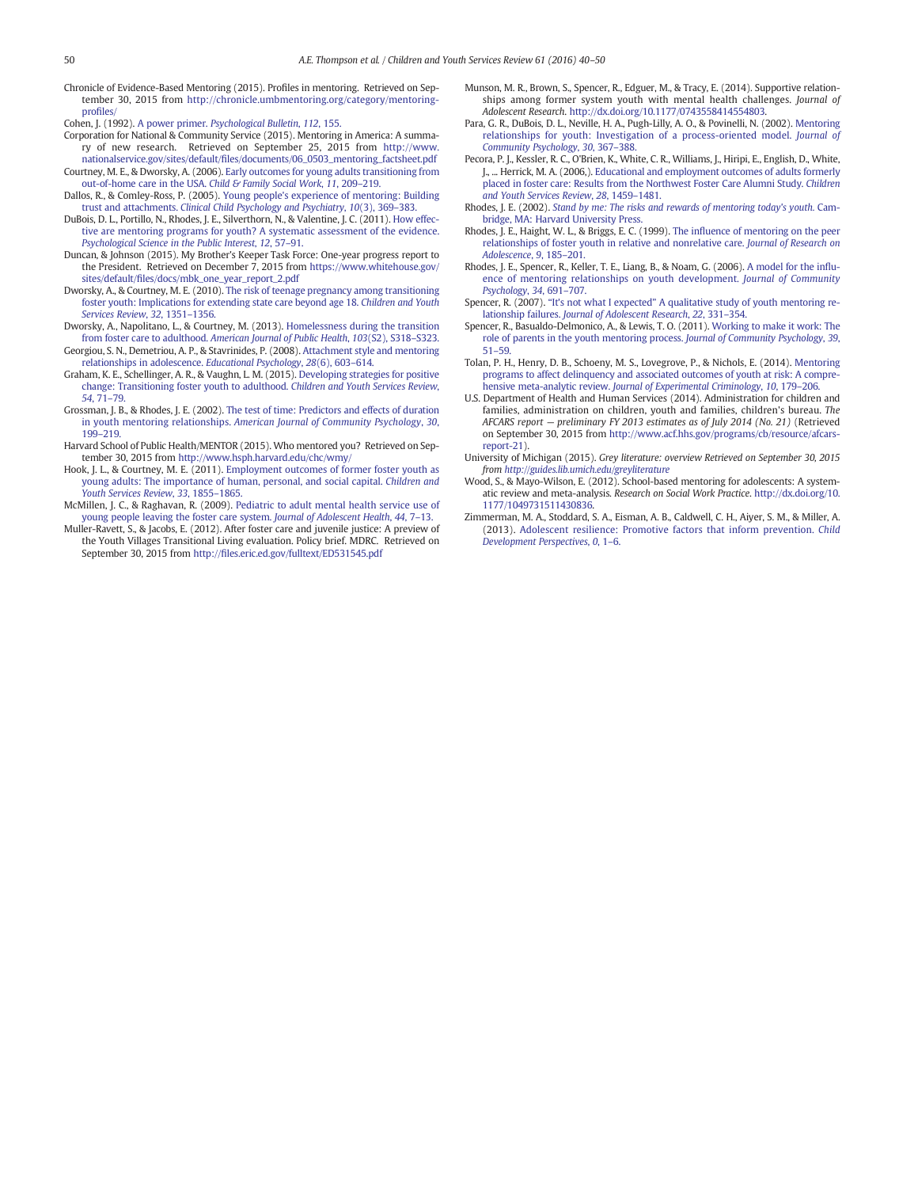Chronicle of Evidence-Based Mentoring (2015). Profiles in mentoring. Retrieved on September 30, 2015 from http://chronicle.umbmentoring.org/category/mentoring-profiles/

Cohen, J. (1992). A power primer. *Psychological Bulletin*, *112*, 155.

Corporation for National & Community Service (2015). Mentoring in America: A summary of new research. Retrieved on September 25, 2015 from http://www.nationalservice.gov/sites/default/files/documents/06_0503_mentoring_factsheet.pdf

Courtney, M. E., & Dworsky, A. (2006). Early outcomes for young adults transitioning from out-of-home care in the USA. *Child & Family Social Work*, *11*, 209–219.

Dallos, R., & Comley-Ross, P. (2005). Young people's experience of mentoring: Building trust and attachments. *Clinical Child Psychology and Psychiatry*, *10*(3), 369–383.

DuBois, D. L., Portillo, N., Rhodes, J. E., Silverthorn, N., & Valentine, J. C. (2011). How effective are mentoring programs for youth? A systematic assessment of the evidence. *Psychological Science in the Public Interest*, *12*, 57–91.

Duncan, & Johnson (2015). My Brother's Keeper Task Force: One-year progress report to the President. Retrieved on December 7, 2015 from https://www.whitehouse.gov/sites/default/files/docs/mbk_one_year_report_2.pdf

Dworsky, A., & Courtney, M. E. (2010). The risk of teenage pregnancy among transitioning foster youth: Implications for extending state care beyond age 18. *Children and Youth Services Review*, *32*, 1351–1356.

Dworsky, A., Napolitano, L., & Courtney, M. (2013). Homelessness during the transition from foster care to adulthood. *American Journal of Public Health*, *103*(S2), S318–S323.

Georgiou, S. N., Demetriou, A. P., & Stavrinides, P. (2008). Attachment style and mentoring relationships in adolescence. *Educational Psychology*, *28*(6), 603–614.

Graham, K. E., Schellinger, A. R., & Vaughn, L. M. (2015). Developing strategies for positive change: Transitioning foster youth to adulthood. *Children and Youth Services Review*, *54*, 71–79.

Grossman, J. B., & Rhodes, J. E. (2002). The test of time: Predictors and effects of duration in youth mentoring relationships. *American Journal of Community Psychology*, *30*, 199–219.

Harvard School of Public Health/MENTOR (2015). Who mentored you? Retrieved on September 30, 2015 from http://www.hsph.harvard.edu/chc/wmy/

Hook, J. L., & Courtney, M. E. (2011). Employment outcomes of former foster youth as young adults: The importance of human, personal, and social capital. *Children and Youth Services Review*, *33*, 1855–1865.

McMillen, J. C., & Raghavan, R. (2009). Pediatric to adult mental health service use of young people leaving the foster care system. *Journal of Adolescent Health*, *44*, 7–13.

Muller-Ravett, S., & Jacobs, E. (2012). After foster care and juvenile justice: A preview of the Youth Villages Transitional Living evaluation. Policy brief. MDRC. Retrieved on September 30, 2015 from http://files.eric.ed.gov/fulltext/ED531545.pdf

Munson, M. R., Brown, S., Spencer, R., Edguer, M., & Tracy, E. (2014). Supportive relationships among former system youth with mental health challenges. *Journal of Adolescent Research*. http://dx.doi.org/10.1177/0743558414554803.

Para, G. R., DuBois, D. L., Neville, H. A., Pugh-Lilly, A. O., & Povinelli, N. (2002). Mentoring relationships for youth: Investigation of a process-oriented model. *Journal of Community Psychology*, *30*, 367–388.

Pecora, P. J., Kessler, R. C., O'Brien, K., White, C. R., Williams, J., Hiripi, E., English, D., White, J., ... Herrick, M. A. (2006,). Educational and employment outcomes of adults formerly placed in foster care: Results from the Northwest Foster Care Alumni Study. *Children and Youth Services Review*, *28*, 1459–1481.

Rhodes, J. E. (2002). *Stand by me: The risks and rewards of mentoring today's youth*. Cambridge, MA: Harvard University Press.

Rhodes, J. E., Haight, W. L., & Briggs, E. C. (1999). The influence of mentoring on the peer relationships of foster youth in relative and nonrelative care. *Journal of Research on Adolescence*, *9*, 185–201.

Rhodes, J. E., Spencer, R., Keller, T. E., Liang, B., & Noam, G. (2006). A model for the influence of mentoring relationships on youth development. *Journal of Community Psychology*, *34*, 691–707.

Spencer, R. (2007). "It's not what I expected" A qualitative study of youth mentoring relationship failures. *Journal of Adolescent Research*, *22*, 331–354.

Spencer, R., Basualdo-Delmonico, A., & Lewis, T. O. (2011). Working to make it work: The role of parents in the youth mentoring process. *Journal of Community Psychology*, *39*, 51–59.

Tolan, P. H., Henry, D. B., Schoeny, M. S., Lovegrove, P., & Nichols, E. (2014). Mentoring programs to affect delinquency and associated outcomes of youth at risk: A comprehensive meta-analytic review. *Journal of Experimental Criminology*, *10*, 179–206.

U.S. Department of Health and Human Services (2014). Administration for children and families, administration on children, youth and families, children's bureau. *The AFCARS report — preliminary FY 2013 estimates as of July 2014 (No. 21)* (Retrieved on September 30, 2015 from http://www.acf.hhs.gov/programs/cb/resource/afcars-report-21).

University of Michigan (2015). *Grey literature: overview Retrieved on September 30, 2015 from http://guides.lib.umich.edu/greyliterature*

Wood, S., & Mayo-Wilson, E. (2012). School-based mentoring for adolescents: A systematic review and meta-analysis. *Research on Social Work Practice*. http://dx.doi.org/10.1177/1049731511430836.

Zimmerman, M. A., Stoddard, S. A., Eisman, A. B., Caldwell, C. H., Aiyer, S. M., & Miller, A. (2013). Adolescent resilience: Promotive factors that inform prevention. *Child Development Perspectives*, *0*, 1–6.